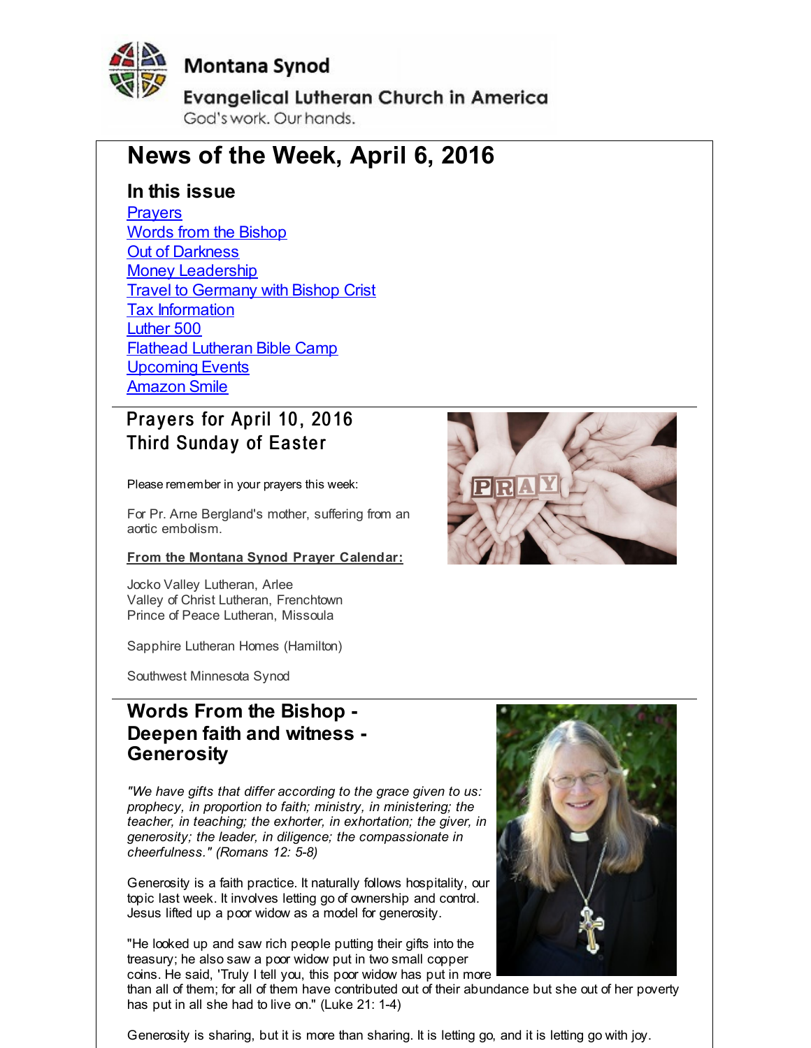Montana Synod

Evangelical Lutheran Church in America

God's work. Our hands.

# News of the Week, April 6, 2016

## In this issue

[Prayers](#)
[Words from the Bishop](#)
[Out of Darkness](#)
[Money Leadership](#)
[Travel to Germany with Bishop Crist](#)
[Tax Information](#)
[Luther 500](#)
[Flathead Lutheran Bible Camp](#)
[Upcoming Events](#)
[Amazon Smile](#)

## Prayers for April 10, 2016
## Third Sunday of Easter

Please remember in your prayers this week:

For Pr. Arne Bergland's mother, suffering from an aortic embolism.

**From the Montana Synod Prayer Calendar:**

Jocko Valley Lutheran, Arlee
Valley of Christ Lutheran, Frenchtown
Prince of Peace Lutheran, Missoula

Sapphire Lutheran Homes (Hamilton)

Southwest Minnesota Synod

## Words From the Bishop - Deepen faith and witness - Generosity

*"We have gifts that differ according to the grace given to us: prophecy, in proportion to faith; ministry, in ministering; the teacher, in teaching; the exhorter, in exhortation; the giver, in generosity; the leader, in diligence; the compassionate in cheerfulness." (Romans 12: 5-8)*

Generosity is a faith practice. It naturally follows hospitality, our topic last week. It involves letting go of ownership and control. Jesus lifted up a poor widow as a model for generosity.

"He looked up and saw rich people putting their gifts into the treasury; he also saw a poor widow put in two small copper coins. He said, 'Truly I tell you, this poor widow has put in more than all of them; for all of them have contributed out of their abundance but she out of her poverty has put in all she had to live on." (Luke 21: 1-4)

Generosity is sharing, but it is more than sharing. It is letting go, and it is letting go with joy.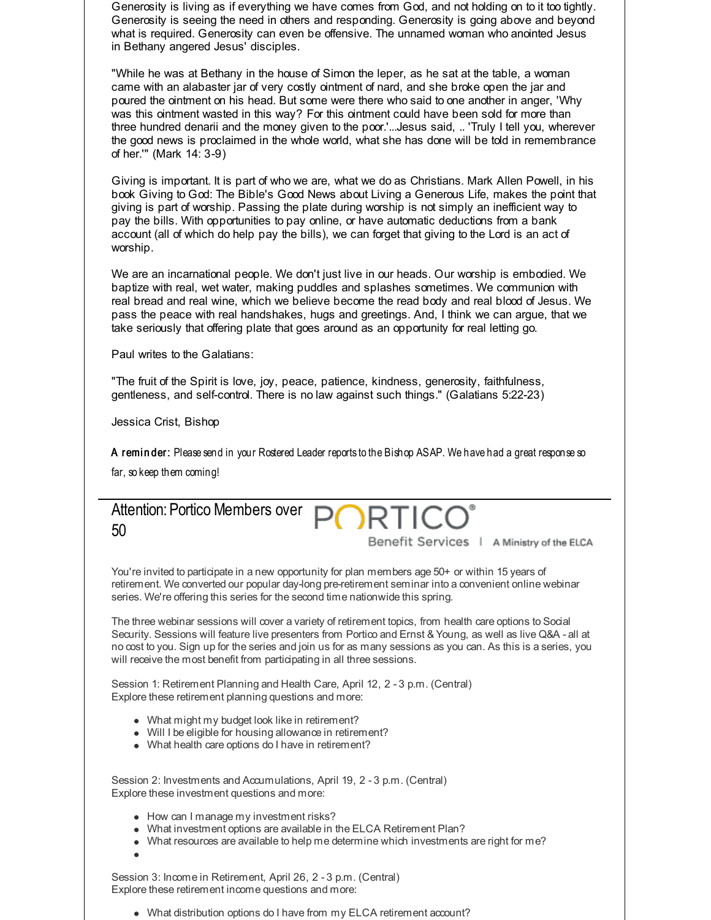Generosity is living as if everything we have comes from God, and not holding on to it too tightly. Generosity is seeing the need in others and responding. Generosity is going above and beyond what is required. Generosity can even be offensive. The unnamed woman who anointed Jesus in Bethany angered Jesus' disciples.

"While he was at Bethany in the house of Simon the leper, as he sat at the table, a woman came with an alabaster jar of very costly ointment of nard, and she broke open the jar and poured the ointment on his head. But some were there who said to one another in anger, 'Why was this ointment wasted in this way? For this ointment could have been sold for more than three hundred denarii and the money given to the poor.'...Jesus said, .. 'Truly I tell you, wherever the good news is proclaimed in the whole world, what she has done will be told in remembrance of her.'" (Mark 14: 3-9)

Giving is important. It is part of who we are, what we do as Christians. Mark Allen Powell, in his book Giving to God: The Bible's Good News about Living a Generous Life, makes the point that giving is part of worship. Passing the plate during worship is not simply an inefficient way to pay the bills. With opportunities to pay online, or have automatic deductions from a bank account (all of which do help pay the bills), we can forget that giving to the Lord is an act of worship.

We are an incarnational people. We don't just live in our heads. Our worship is embodied. We baptize with real, wet water, making puddles and splashes sometimes. We communion with real bread and real wine, which we believe become the read body and real blood of Jesus. We pass the peace with real handshakes, hugs and greetings. And, I think we can argue, that we take seriously that offering plate that goes around as an opportunity for real letting go.

Paul writes to the Galatians:

"The fruit of the Spirit is love, joy, peace, patience, kindness, generosity, faithfulness, gentleness, and self-control. There is no law against such things." (Galatians 5:22-23)

Jessica Crist, Bishop

**A reminder:** Please send in your Rostered Leader reports to the Bishop ASAP. We have had a great response so far, so keep them coming!

---

## Attention: Portico Members over 50

PORTICO® Benefit Services | A Ministry of the ELCA

You're invited to participate in a new opportunity for plan members age 50+ or within 15 years of retirement. We converted our popular day-long pre-retirement seminar into a convenient online webinar series. We're offering this series for the second time nationwide this spring.

The three webinar sessions will cover a variety of retirement topics, from health care options to Social Security. Sessions will feature live presenters from Portico and Ernst & Young, as well as live Q&A - all at no cost to you. Sign up for the series and join us for as many sessions as you can. As this is a series, you will receive the most benefit from participating in all three sessions.

Session 1: Retirement Planning and Health Care, April 12, 2 - 3 p.m. (Central)
Explore these retirement planning questions and more:

- What might my budget look like in retirement?
- Will I be eligible for housing allowance in retirement?
- What health care options do I have in retirement?

Session 2: Investments and Accumulations, April 19, 2 - 3 p.m. (Central)
Explore these investment questions and more:

- How can I manage my investment risks?
- What investment options are available in the ELCA Retirement Plan?
- What resources are available to help me determine which investments are right for me?

Session 3: Income in Retirement, April 26, 2 - 3 p.m. (Central)
Explore these retirement income questions and more:

- What distribution options do I have from my ELCA retirement account?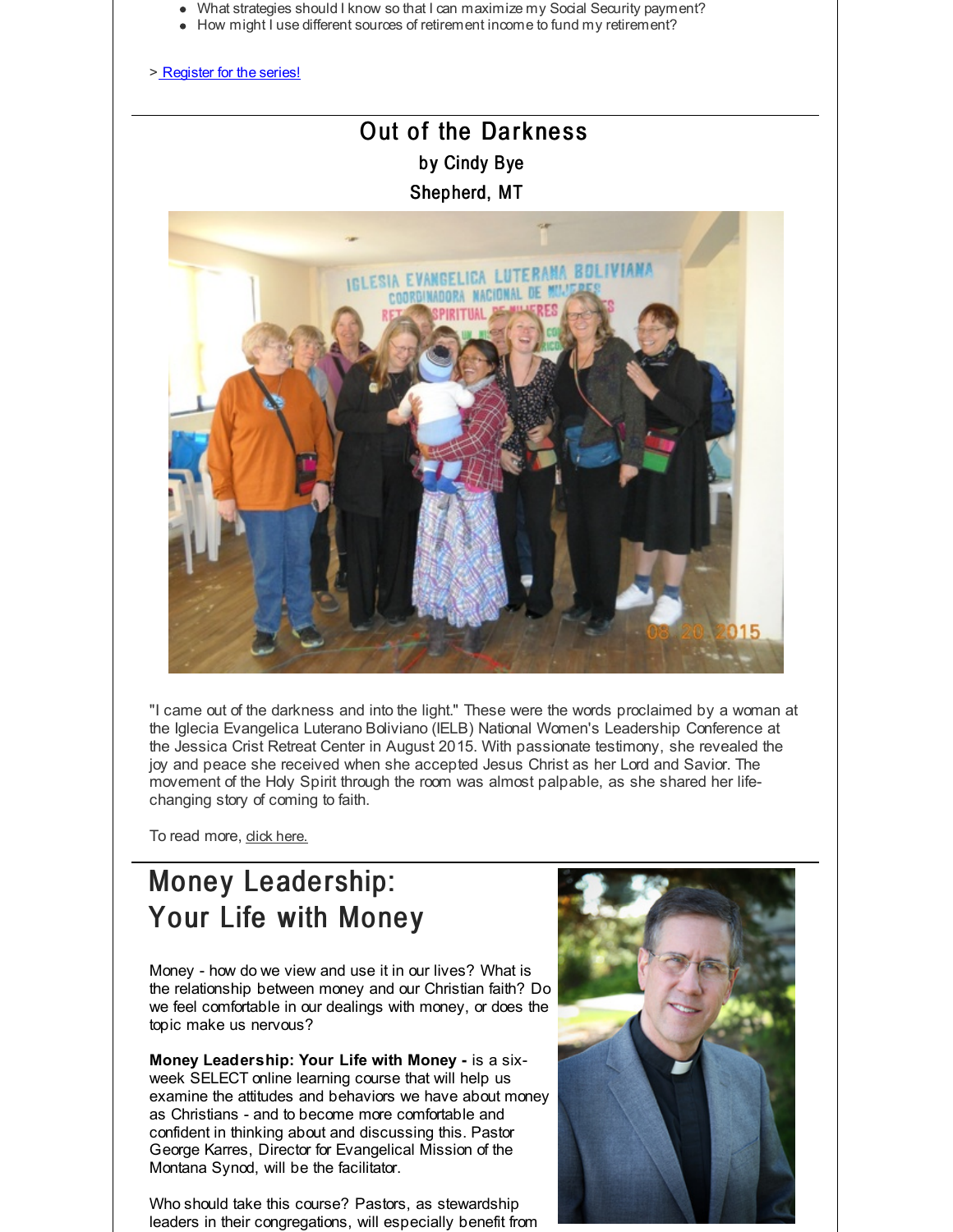- What strategies should I know so that I can maximize my Social Security payment?
- How might I use different sources of retirement income to fund my retirement?

> Register for the series!

## Out of the Darkness

### by Cindy Bye

### Shepherd, MT

"I came out of the darkness and into the light." These were the words proclaimed by a woman at the Iglecia Evangelica Luterano Boliviano (IELB) National Women's Leadership Conference at the Jessica Crist Retreat Center in August 2015. With passionate testimony, she revealed the joy and peace she received when she accepted Jesus Christ as her Lord and Savior. The movement of the Holy Spirit through the room was almost palpable, as she shared her life-changing story of coming to faith.

To read more, click here.

## Money Leadership: Your Life with Money

Money - how do we view and use it in our lives? What is the relationship between money and our Christian faith? Do we feel comfortable in our dealings with money, or does the topic make us nervous?

**Money Leadership: Your Life with Money -** is a six-week SELECT online learning course that will help us examine the attitudes and behaviors we have about money as Christians - and to become more comfortable and confident in thinking about and discussing this. Pastor George Karres, Director for Evangelical Mission of the Montana Synod, will be the facilitator.

Who should take this course? Pastors, as stewardship leaders in their congregations, will especially benefit from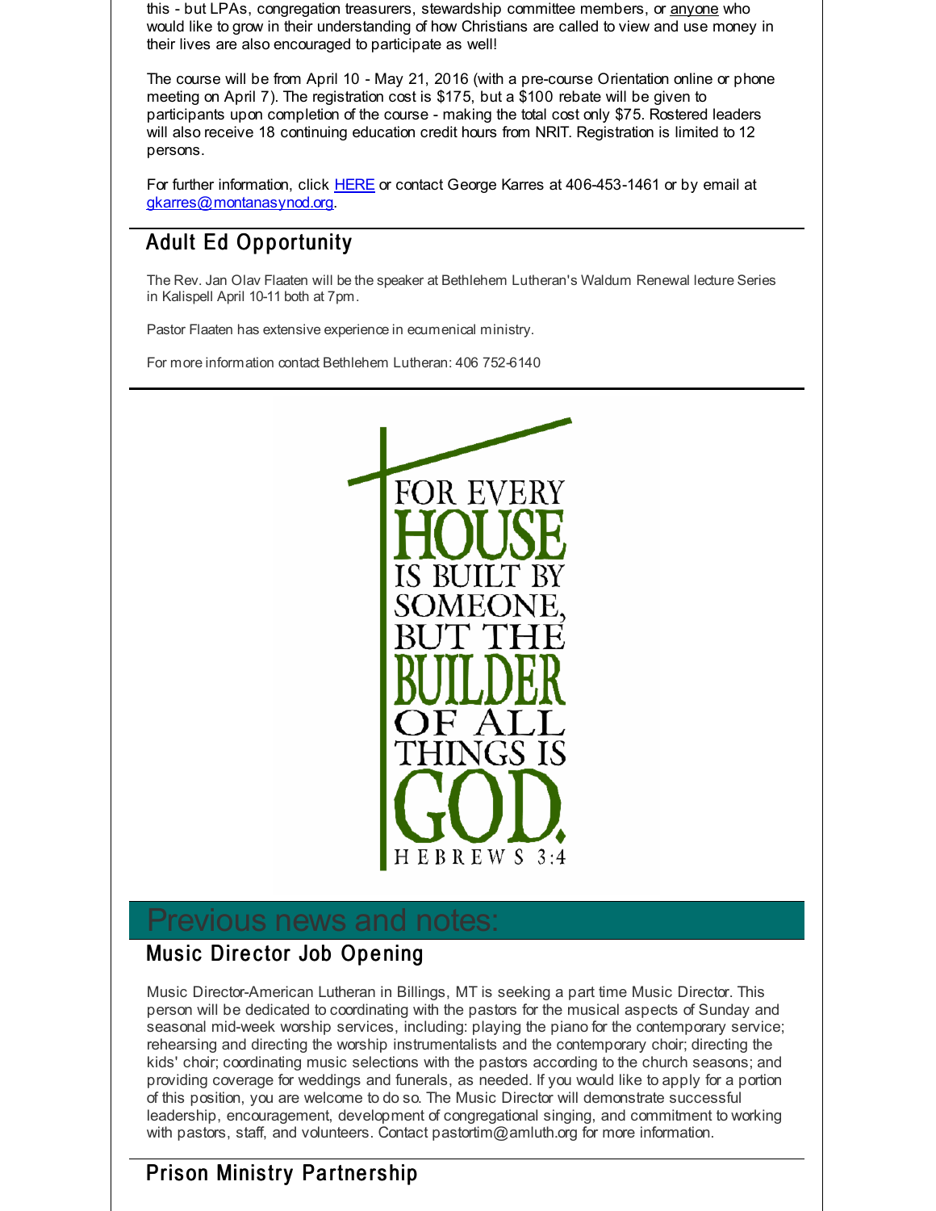this - but LPAs, congregation treasurers, stewardship committee members, or anyone who would like to grow in their understanding of how Christians are called to view and use money in their lives are also encouraged to participate as well!

The course will be from April 10 - May 21, 2016 (with a pre-course Orientation online or phone meeting on April 7). The registration cost is $175, but a $100 rebate will be given to participants upon completion of the course - making the total cost only $75. Rostered leaders will also receive 18 continuing education credit hours from NRIT. Registration is limited to 12 persons.

For further information, click HERE or contact George Karres at 406-453-1461 or by email at gkarres@montanasynod.org.

## Adult Ed Opportunity

The Rev. Jan Olav Flaaten will be the speaker at Bethlehem Lutheran's Waldum Renewal lecture Series in Kalispell April 10-11 both at 7pm.

Pastor Flaaten has extensive experience in ecumenical ministry.

For more information contact Bethlehem Lutheran: 406 752-6140

FOR EVERY HOUSE IS BUILT BY SOMEONE, BUT THE BUILDER OF ALL THINGS IS GOD.
HEBREWS 3:4

# Previous news and notes:

## Music Director Job Opening

Music Director-American Lutheran in Billings, MT is seeking a part time Music Director. This person will be dedicated to coordinating with the pastors for the musical aspects of Sunday and seasonal mid-week worship services, including: playing the piano for the contemporary service; rehearsing and directing the worship instrumentalists and the contemporary choir; directing the kids' choir; coordinating music selections with the pastors according to the church seasons; and providing coverage for weddings and funerals, as needed. If you would like to apply for a portion of this position, you are welcome to do so. The Music Director will demonstrate successful leadership, encouragement, development of congregational singing, and commitment to working with pastors, staff, and volunteers. Contact pastortim@amluth.org for more information.

## Prison Ministry Partnership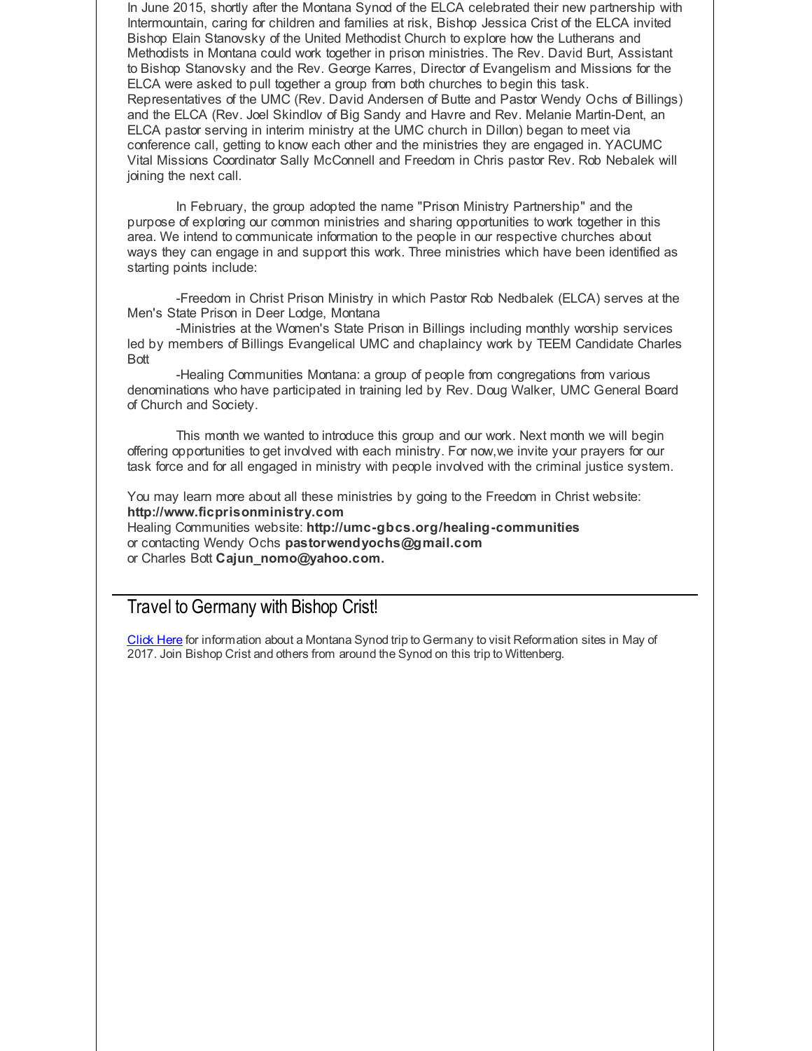In June 2015, shortly after the Montana Synod of the ELCA celebrated their new partnership with Intermountain, caring for children and families at risk, Bishop Jessica Crist of the ELCA invited Bishop Elain Stanovsky of the United Methodist Church to explore how the Lutherans and Methodists in Montana could work together in prison ministries. The Rev. David Burt, Assistant to Bishop Stanovsky and the Rev. George Karres, Director of Evangelism and Missions for the ELCA were asked to pull together a group from both churches to begin this task. Representatives of the UMC (Rev. David Andersen of Butte and Pastor Wendy Ochs of Billings) and the ELCA (Rev. Joel Skindlov of Big Sandy and Havre and Rev. Melanie Martin-Dent, an ELCA pastor serving in interim ministry at the UMC church in Dillon) began to meet via conference call, getting to know each other and the ministries they are engaged in. YACUMC Vital Missions Coordinator Sally McConnell and Freedom in Chris pastor Rev. Rob Nebalek will joining the next call.

In February, the group adopted the name "Prison Ministry Partnership" and the purpose of exploring our common ministries and sharing opportunities to work together in this area. We intend to communicate information to the people in our respective churches about ways they can engage in and support this work. Three ministries which have been identified as starting points include:

-Freedom in Christ Prison Ministry in which Pastor Rob Nedbalek (ELCA) serves at the Men's State Prison in Deer Lodge, Montana

-Ministries at the Women's State Prison in Billings including monthly worship services led by members of Billings Evangelical UMC and chaplaincy work by TEEM Candidate Charles Bott

-Healing Communities Montana: a group of people from congregations from various denominations who have participated in training led by Rev. Doug Walker, UMC General Board of Church and Society.

This month we wanted to introduce this group and our work. Next month we will begin offering opportunities to get involved with each ministry. For now,we invite your prayers for our task force and for all engaged in ministry with people involved with the criminal justice system.

You may learn more about all these ministries by going to the Freedom in Christ website: **http://www.ficprisonministry.com**
Healing Communities website: **http://umc-gbcs.org/healing-communities**
or contacting Wendy Ochs **pastorwendyochs@gmail.com**
or Charles Bott **Cajun_nomo@yahoo.com.**

## Travel to Germany with Bishop Crist!

Click Here for information about a Montana Synod trip to Germany to visit Reformation sites in May of 2017. Join Bishop Crist and others from around the Synod on this trip to Wittenberg.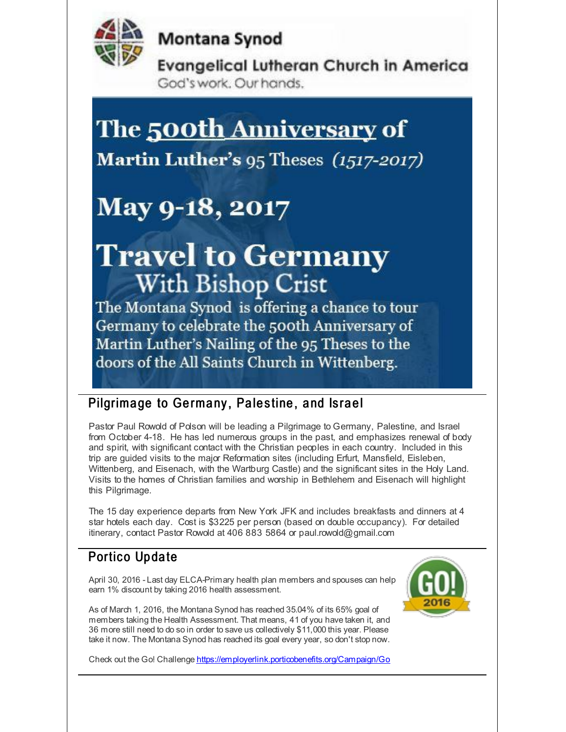Montana Synod

Evangelical Lutheran Church in America

God's work. Our hands.

# The 500th Anniversary of Martin Luther's 95 Theses *(1517-2017)*

# May 9-18, 2017

# Travel to Germany With Bishop Crist

The Montana Synod is offering a chance to tour Germany to celebrate the 500th Anniversary of Martin Luther's Nailing of the 95 Theses to the doors of the All Saints Church in Wittenberg.

## Pilgrimage to Germany, Palestine, and Israel

Pastor Paul Rowold of Polson will be leading a Pilgrimage to Germany, Palestine, and Israel from October 4-18. He has led numerous groups in the past, and emphasizes renewal of body and spirit, with significant contact with the Christian peoples in each country. Included in this trip are guided visits to the major Reformation sites (including Erfurt, Mansfield, Eisleben, Wittenberg, and Eisenach, with the Wartburg Castle) and the significant sites in the Holy Land. Visits to the homes of Christian families and worship in Bethlehem and Eisenach will highlight this Pilgrimage.

The 15 day experience departs from New York JFK and includes breakfasts and dinners at 4 star hotels each day. Cost is $3225 per person (based on double occupancy). For detailed itinerary, contact Pastor Rowold at 406 883 5864 or paul.rowold@gmail.com

## Portico Update

GO! 2016

April 30, 2016 - Last day ELCA-Primary health plan members and spouses can help earn 1% discount by taking 2016 health assessment.

As of March 1, 2016, the Montana Synod has reached 35.04% of its 65% goal of members taking the Health Assessment. That means, 41 of you have taken it, and 36 more still need to do so in order to save us collectively $11,000 this year. Please take it now. The Montana Synod has reached its goal every year, so don't stop now.

Check out the Go! Challenge https://employerlink.porticobenefits.org/Campaign/Go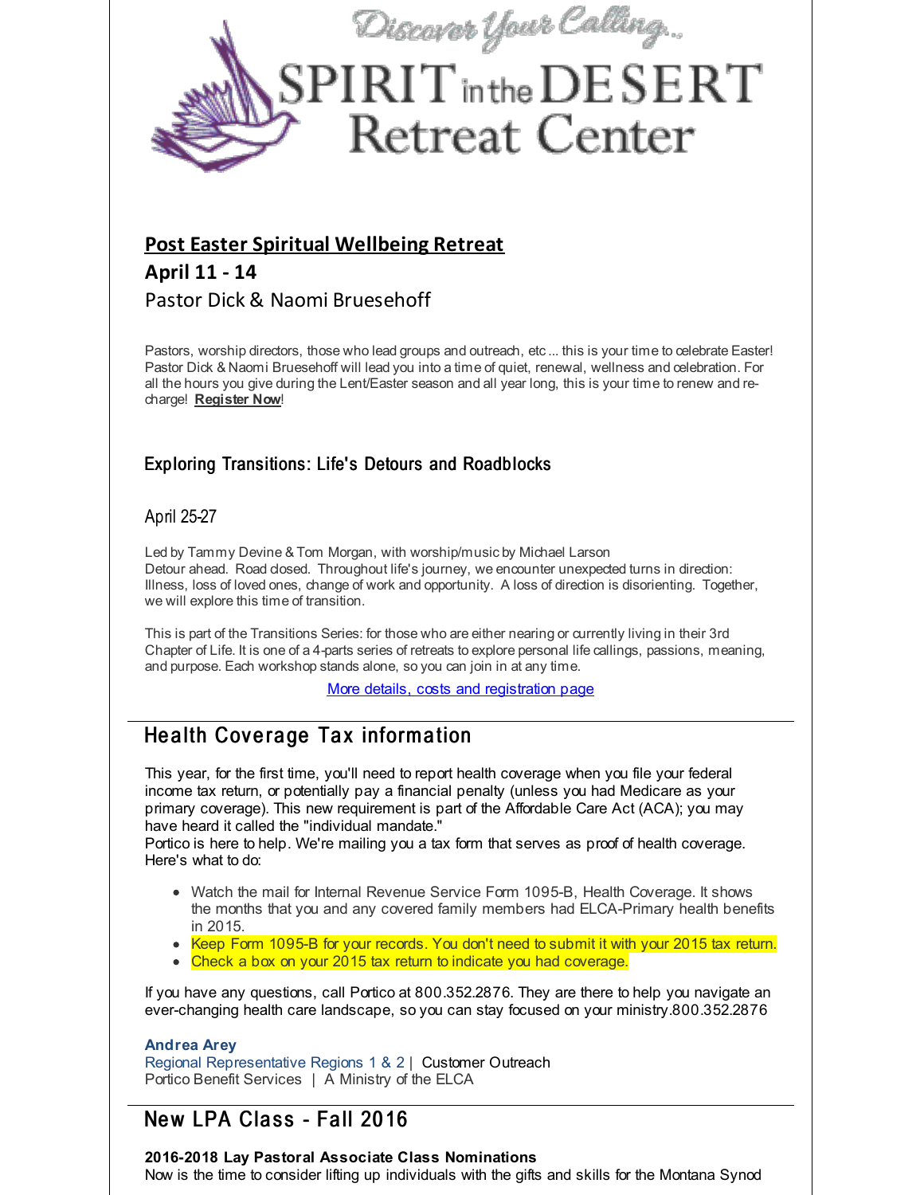Discover Your Calling...

# SPIRIT in the DESERT Retreat Center

## Post Easter Spiritual Wellbeing Retreat

## April 11 - 14

### Pastor Dick & Naomi Bruesehoff

Pastors, worship directors, those who lead groups and outreach, etc ... this is your time to celebrate Easter! Pastor Dick & Naomi Bruesehoff will lead you into a time of quiet, renewal, wellness and celebration. For all the hours you give during the Lent/Easter season and all year long, this is your time to renew and re-charge! **Register Now**!

### Exploring Transitions: Life's Detours and Roadblocks

April 25-27

Led by Tammy Devine & Tom Morgan, with worship/music by Michael Larson
Detour ahead. Road closed. Throughout life's journey, we encounter unexpected turns in direction: Illness, loss of loved ones, change of work and opportunity. A loss of direction is disorienting. Together, we will explore this time of transition.

This is part of the Transitions Series: for those who are either nearing or currently living in their 3rd Chapter of Life. It is one of a 4-parts series of retreats to explore personal life callings, passions, meaning, and purpose. Each workshop stands alone, so you can join in at any time.

More details, costs and registration page

## Health Coverage Tax information

This year, for the first time, you'll need to report health coverage when you file your federal income tax return, or potentially pay a financial penalty (unless you had Medicare as your primary coverage). This new requirement is part of the Affordable Care Act (ACA); you may have heard it called the "individual mandate."
Portico is here to help. We're mailing you a tax form that serves as proof of health coverage. Here's what to do:

- Watch the mail for Internal Revenue Service Form 1095-B, Health Coverage. It shows the months that you and any covered family members had ELCA-Primary health benefits in 2015.
- Keep Form 1095-B for your records. You don't need to submit it with your 2015 tax return.
- Check a box on your 2015 tax return to indicate you had coverage.

If you have any questions, call Portico at 800.352.2876. They are there to help you navigate an ever-changing health care landscape, so you can stay focused on your ministry.800.352.2876

**Andrea Arey**
Regional Representative Regions 1 & 2 | Customer Outreach
Portico Benefit Services | A Ministry of the ELCA

## New LPA Class - Fall 2016

**2016-2018 Lay Pastoral Associate Class Nominations**
Now is the time to consider lifting up individuals with the gifts and skills for the Montana Synod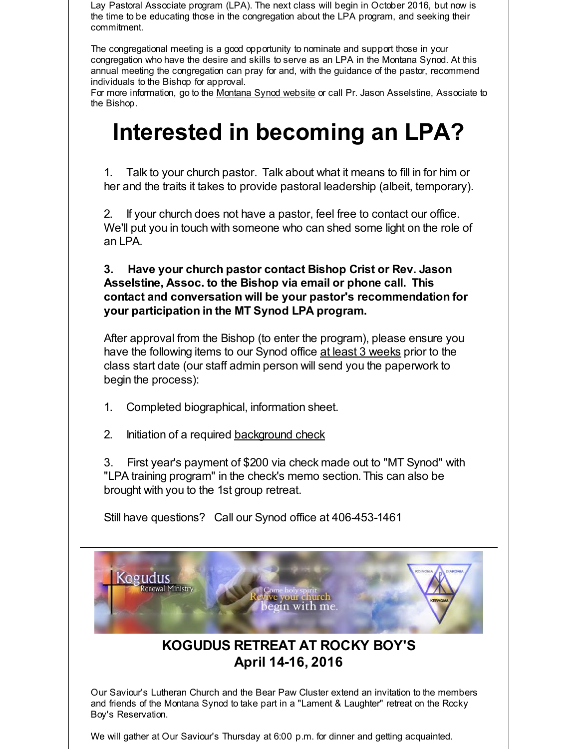Lay Pastoral Associate program (LPA). The next class will begin in October 2016, but now is the time to be educating those in the congregation about the LPA program, and seeking their commitment.

The congregational meeting is a good opportunity to nominate and support those in your congregation who have the desire and skills to serve as an LPA in the Montana Synod. At this annual meeting the congregation can pray for and, with the guidance of the pastor, recommend individuals to the Bishop for approval.
For more information, go to the Montana Synod website or call Pr. Jason Asselstine, Associate to the Bishop.

# Interested in becoming an LPA?

1. Talk to your church pastor. Talk about what it means to fill in for him or her and the traits it takes to provide pastoral leadership (albeit, temporary).

2. If your church does not have a pastor, feel free to contact our office. We'll put you in touch with someone who can shed some light on the role of an LPA.

**3. Have your church pastor contact Bishop Crist or Rev. Jason Asselstine, Assoc. to the Bishop via email or phone call. This contact and conversation will be your pastor's recommendation for your participation in the MT Synod LPA program.**

After approval from the Bishop (to enter the program), please ensure you have the following items to our Synod office at least 3 weeks prior to the class start date (our staff admin person will send you the paperwork to begin the process):

1. Completed biographical, information sheet.

2. Initiation of a required background check

3. First year's payment of $200 via check made out to "MT Synod" with "LPA training program" in the check's memo section. This can also be brought with you to the 1st group retreat.

Still have questions? Call our Synod office at 406-453-1461

---

## KOGUDUS RETREAT AT ROCKY BOY'S
## April 14-16, 2016

Our Saviour's Lutheran Church and the Bear Paw Cluster extend an invitation to the members and friends of the Montana Synod to take part in a "Lament & Laughter" retreat on the Rocky Boy's Reservation.

We will gather at Our Saviour's Thursday at 6:00 p.m. for dinner and getting acquainted.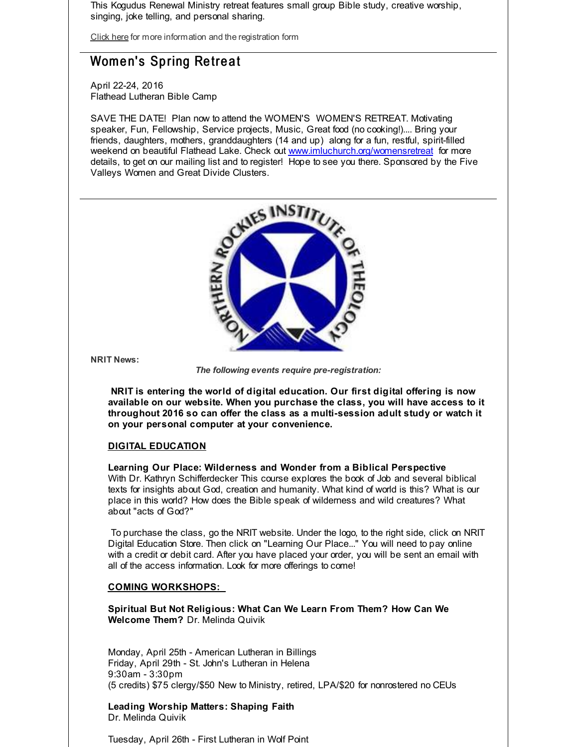This Kogudus Renewal Ministry retreat features small group Bible study, creative worship, singing, joke telling, and personal sharing.

Click here for more information and the registration form

## Women's Spring Retreat

April 22-24, 2016
Flathead Lutheran Bible Camp

SAVE THE DATE! Plan now to attend the WOMEN'S WOMEN'S RETREAT. Motivating speaker, Fun, Fellowship, Service projects, Music, Great food (no cooking!).... Bring your friends, daughters, mothers, granddaughters (14 and up) along for a fun, restful, spirit-filled weekend on beautiful Flathead Lake. Check out www.imluchurch.org/womensretreat for more details, to get on our mailing list and to register! Hope to see you there. Sponsored by the Five Valleys Women and Great Divide Clusters.

**NRIT News:**

***The following events require pre-registration:***

**NRIT is entering the world of digital education. Our first digital offering is now available on our website. When you purchase the class, you will have access to it throughout 2016 so can offer the class as a multi-session adult study or watch it on your personal computer at your convenience.**

**DIGITAL EDUCATION**

**Learning Our Place: Wilderness and Wonder from a Biblical Perspective**
With Dr. Kathryn Schifferdecker This course explores the book of Job and several biblical texts for insights about God, creation and humanity. What kind of world is this? What is our place in this world? How does the Bible speak of wilderness and wild creatures? What about "acts of God?"

To purchase the class, go the NRIT website. Under the logo, to the right side, click on NRIT Digital Education Store. Then click on "Learning Our Place..." You will need to pay online with a credit or debit card. After you have placed your order, you will be sent an email with all of the access information. Look for more offerings to come!

**COMING WORKSHOPS:**

**Spiritual But Not Religious: What Can We Learn From Them? How Can We Welcome Them?** Dr. Melinda Quivik

Monday, April 25th - American Lutheran in Billings
Friday, April 29th - St. John's Lutheran in Helena
9:30am - 3:30pm
(5 credits) $75 clergy/$50 New to Ministry, retired, LPA/$20 for nonrostered no CEUs

**Leading Worship Matters: Shaping Faith**
Dr. Melinda Quivik

Tuesday, April 26th - First Lutheran in Wolf Point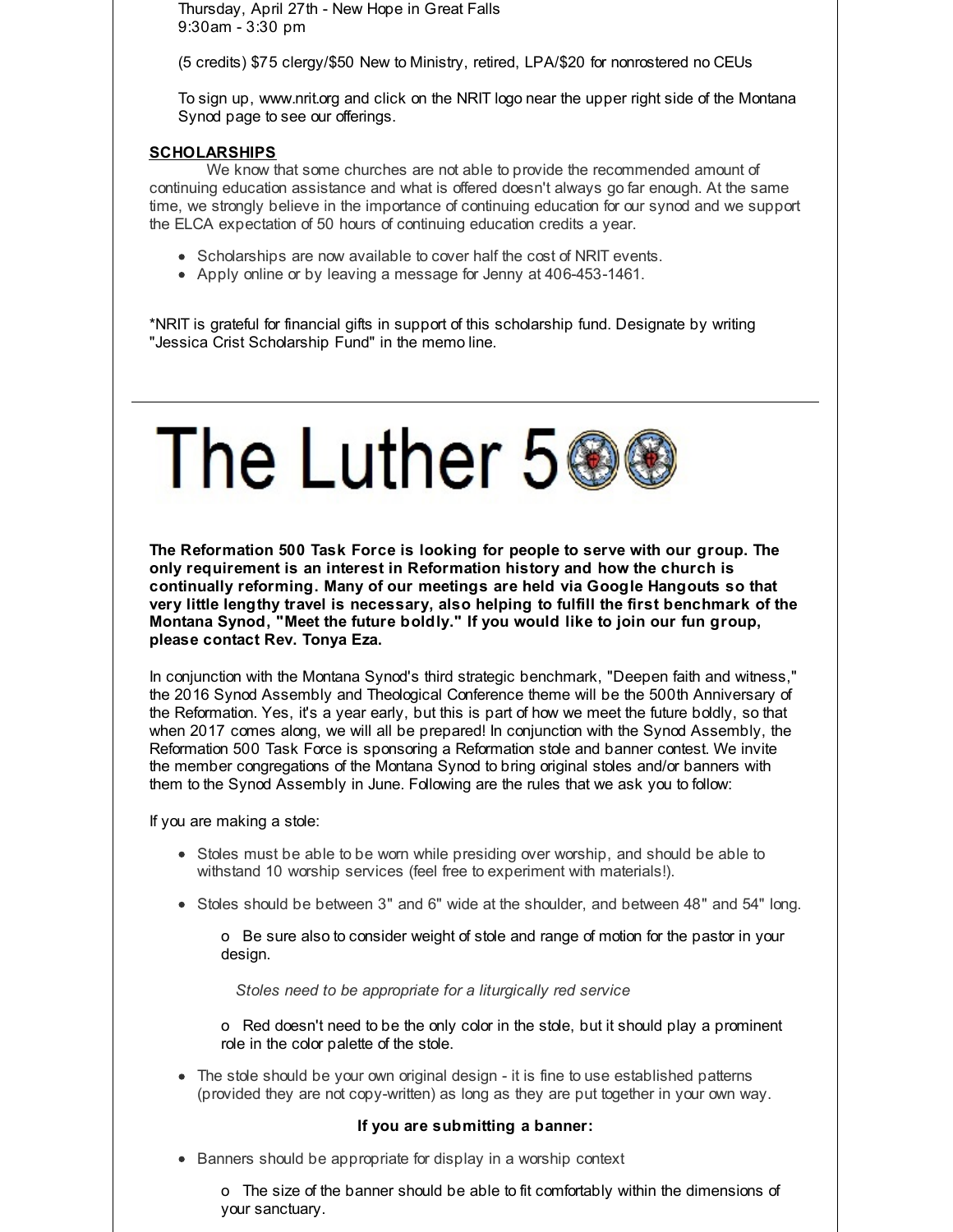Thursday, April 27th - New Hope in Great Falls
9:30am - 3:30 pm

(5 credits) $75 clergy/$50 New to Ministry, retired, LPA/$20 for nonrostered no CEUs

To sign up, www.nrit.org and click on the NRIT logo near the upper right side of the Montana Synod page to see our offerings.

**SCHOLARSHIPS**

We know that some churches are not able to provide the recommended amount of continuing education assistance and what is offered doesn't always go far enough. At the same time, we strongly believe in the importance of continuing education for our synod and we support the ELCA expectation of 50 hours of continuing education credits a year.

- Scholarships are now available to cover half the cost of NRIT events.
- Apply online or by leaving a message for Jenny at 406-453-1461.

*NRIT is grateful for financial gifts in support of this scholarship fund. Designate by writing "Jessica Crist Scholarship Fund" in the memo line.

---

# The Luther 500

**The Reformation 500 Task Force is looking for people to serve with our group. The only requirement is an interest in Reformation history and how the church is continually reforming. Many of our meetings are held via Google Hangouts so that very little lengthy travel is necessary, also helping to fulfill the first benchmark of the Montana Synod, "Meet the future boldly." If you would like to join our fun group, please contact Rev. Tonya Eza.**

In conjunction with the Montana Synod's third strategic benchmark, "Deepen faith and witness," the 2016 Synod Assembly and Theological Conference theme will be the 500th Anniversary of the Reformation. Yes, it's a year early, but this is part of how we meet the future boldly, so that when 2017 comes along, we will all be prepared! In conjunction with the Synod Assembly, the Reformation 500 Task Force is sponsoring a Reformation stole and banner contest. We invite the member congregations of the Montana Synod to bring original stoles and/or banners with them to the Synod Assembly in June. Following are the rules that we ask you to follow:

If you are making a stole:

- Stoles must be able to be worn while presiding over worship, and should be able to withstand 10 worship services (feel free to experiment with materials!).
- Stoles should be between 3" and 6" wide at the shoulder, and between 48" and 54" long.
  - o Be sure also to consider weight of stole and range of motion for the pastor in your design.

  *Stoles need to be appropriate for a liturgically red service*

  - o Red doesn't need to be the only color in the stole, but it should play a prominent role in the color palette of the stole.
- The stole should be your own original design - it is fine to use established patterns (provided they are not copy-written) as long as they are put together in your own way.

**If you are submitting a banner:**

- Banners should be appropriate for display in a worship context
  - o The size of the banner should be able to fit comfortably within the dimensions of your sanctuary.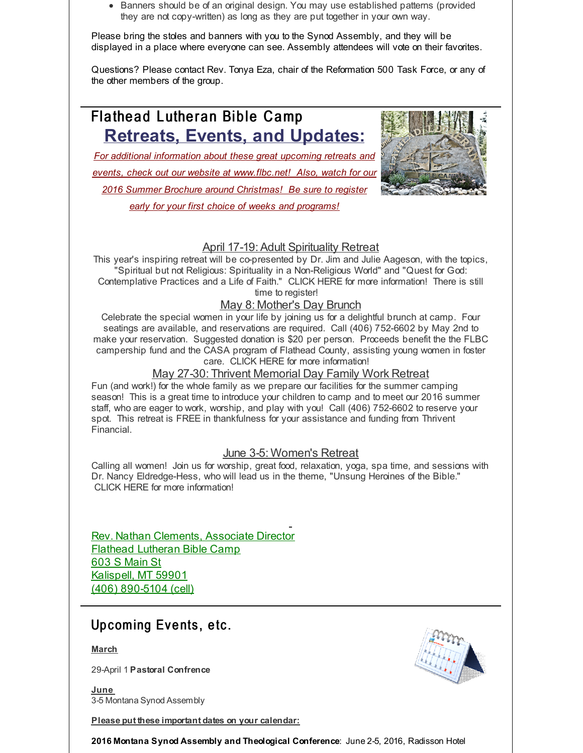- Banners should be of an original design. You may use established patterns (provided they are not copy-written) as long as they are put together in your own way.

Please bring the stoles and banners with you to the Synod Assembly, and they will be displayed in a place where everyone can see. Assembly attendees will vote on their favorites.

Questions? Please contact Rev. Tonya Eza, chair of the Reformation 500 Task Force, or any of the other members of the group.

## Flathead Lutheran Bible Camp

### Retreats, Events, and Updates:

*For additional information about these great upcoming retreats and events, check out our website at www.flbc.net! Also, watch for our 2016 Summer Brochure around Christmas! Be sure to register early for your first choice of weeks and programs!*

**April 17-19: Adult Spirituality Retreat**

This year's inspiring retreat will be co-presented by Dr. Jim and Julie Aageson, with the topics, "Spiritual but not Religious: Spirituality in a Non-Religious World" and "Quest for God: Contemplative Practices and a Life of Faith." CLICK HERE for more information! There is still time to register!

**May 8: Mother's Day Brunch**

Celebrate the special women in your life by joining us for a delightful brunch at camp. Four seatings are available, and reservations are required. Call (406) 752-6602 by May 2nd to make your reservation. Suggested donation is $20 per person. Proceeds benefit the the FLBC campership fund and the CASA program of Flathead County, assisting young women in foster care. CLICK HERE for more information!

**May 27-30: Thrivent Memorial Day Family Work Retreat**

Fun (and work!) for the whole family as we prepare our facilities for the summer camping season! This is a great time to introduce your children to camp and to meet our 2016 summer staff, who are eager to work, worship, and play with you! Call (406) 752-6602 to reserve your spot. This retreat is FREE in thankfulness for your assistance and funding from Thrivent Financial.

**June 3-5: Women's Retreat**

Calling all women! Join us for worship, great food, relaxation, yoga, spa time, and sessions with Dr. Nancy Eldredge-Hess, who will lead us in the theme, "Unsung Heroines of the Bible." CLICK HERE for more information!

Rev. Nathan Clements, Associate Director
Flathead Lutheran Bible Camp
603 S Main St
Kalispell, MT 59901
(406) 890-5104 (cell)

## Upcoming Events, etc.

**March**

29-April 1 **Pastoral Confrence**

**June**
3-5 Montana Synod Assembly

**Please put these important dates on your calendar:**

**2016 Montana Synod Assembly and Theological Conference**: June 2-5, 2016, Radisson Hotel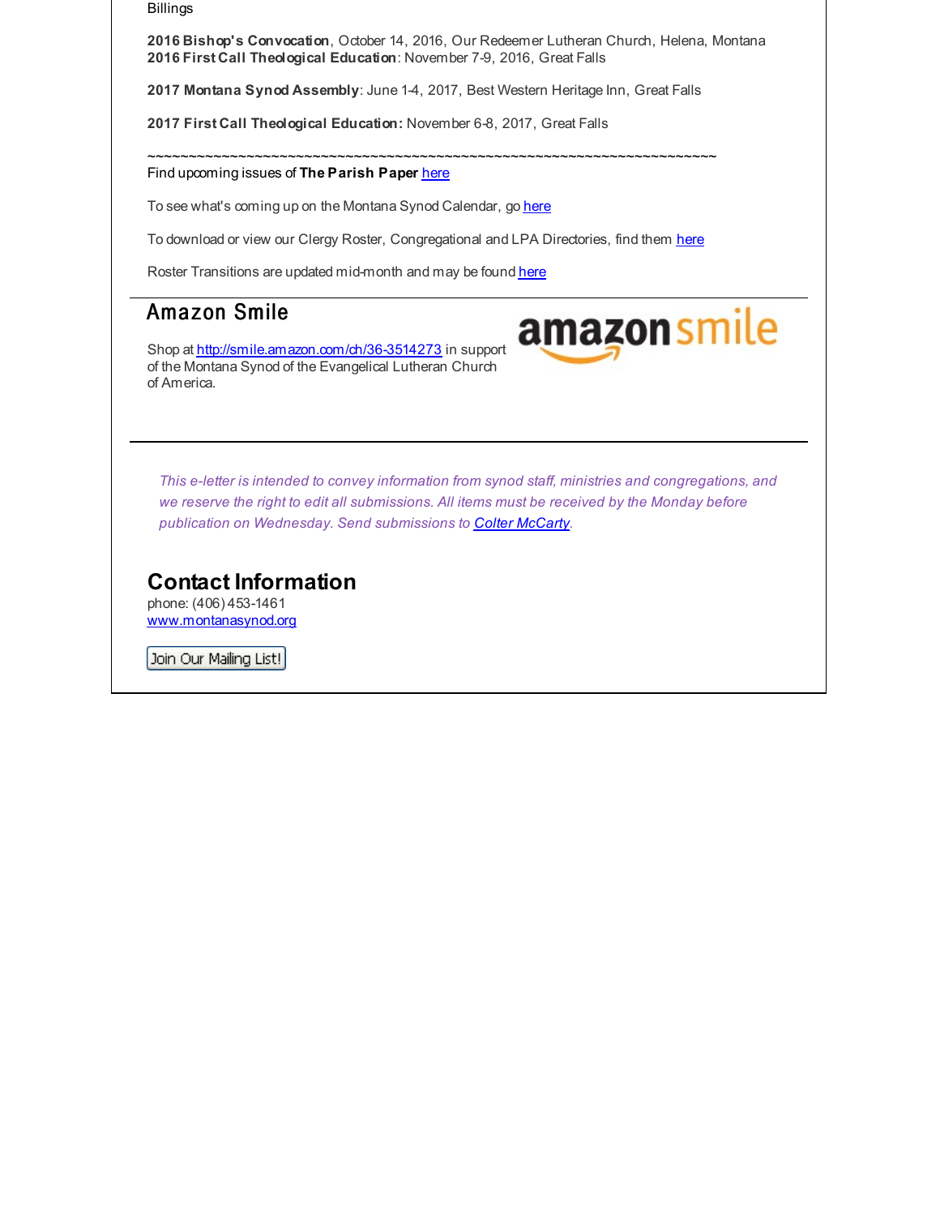Billings

**2016 Bishop's Convocation**, October 14, 2016, Our Redeemer Lutheran Church, Helena, Montana
**2016 First Call Theological Education**: November 7-9, 2016, Great Falls

**2017 Montana Synod Assembly**: June 1-4, 2017, Best Western Heritage Inn, Great Falls

**2017 First Call Theological Education:** November 6-8, 2017, Great Falls

~~~~~~~~~~~~~~~~~~~~~~~~~~~~~~~~~~~~~~~~~~~~~~~~~~~~~~~~~~~~~~~~~~~~~~~~~~~~
Find upcoming issues of **The Parish Paper** here

To see what's coming up on the Montana Synod Calendar, go here

To download or view our Clergy Roster, Congregational and LPA Directories, find them here

Roster Transitions are updated mid-month and may be found here

## Amazon Smile

Shop at http://smile.amazon.com/ch/36-3514273 in support of the Montana Synod of the Evangelical Lutheran Church of America.

*This e-letter is intended to convey information from synod staff, ministries and congregations, and we reserve the right to edit all submissions. All items must be received by the Monday before publication on Wednesday. Send submissions to Colter McCarty.*

## Contact Information

phone: (406) 453-1461
www.montanasynod.org

Join Our Mailing List!